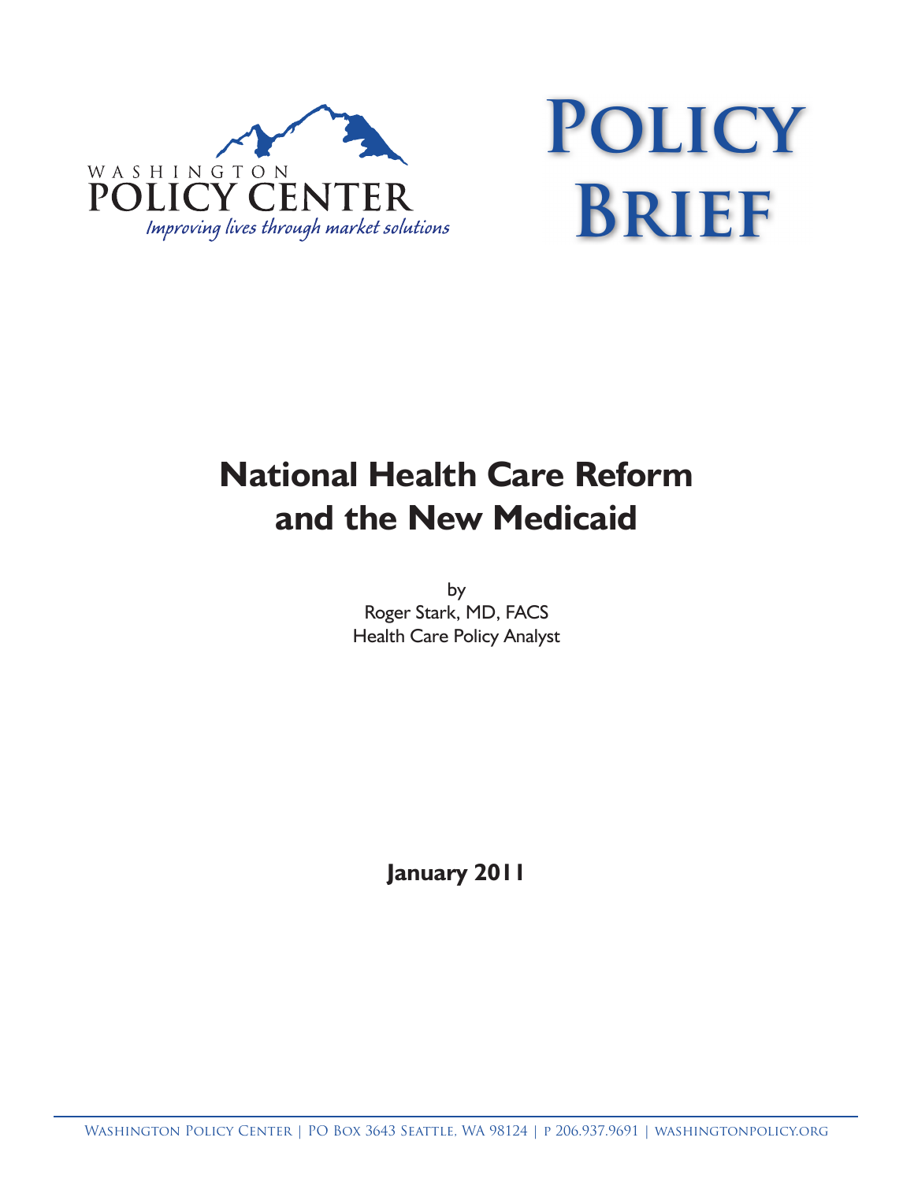WASHINGTON POLICY CENTER

*Improving lives through market solutions*

# Policy Brief

# National Health Care Reform and the New Medicaid

by
Roger Stark, MD, FACS
Health Care Policy Analyst

**January 2011**

Washington Policy Center | PO Box 3643 Seattle, WA 98124 | p 206.937.9691 | washingtonpolicy.org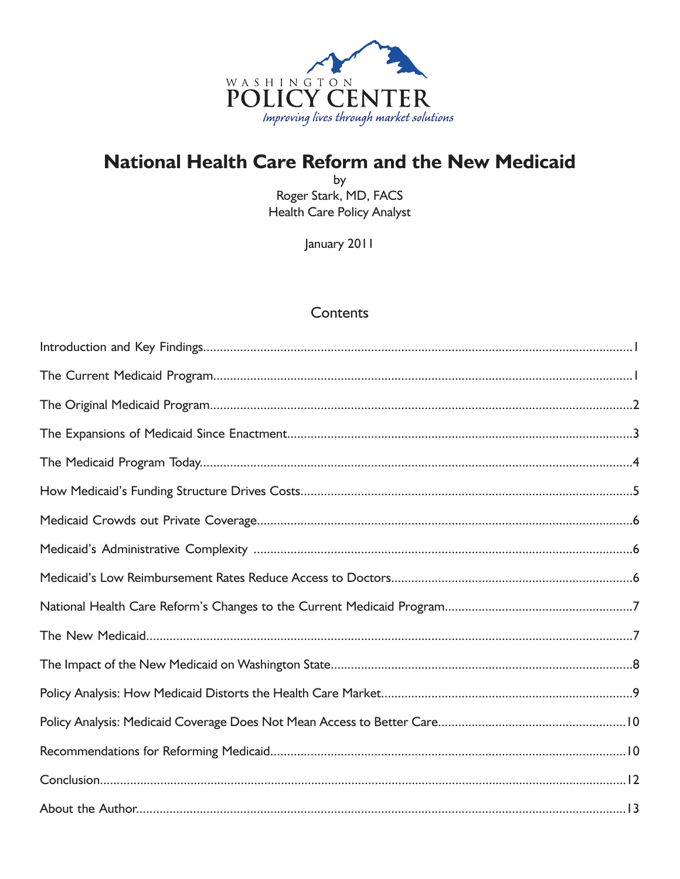WASHINGTON POLICY CENTER

*Improving lives through market solutions*

# National Health Care Reform and the New Medicaid

by

Roger Stark, MD, FACS

Health Care Policy Analyst

January 2011

## Contents

Introduction and Key Findings....................1

The Current Medicaid Program....................1

The Original Medicaid Program....................2

The Expansions of Medicaid Since Enactment....................3

The Medicaid Program Today....................4

How Medicaid's Funding Structure Drives Costs....................5

Medicaid Crowds out Private Coverage....................6

Medicaid's Administrative Complexity....................6

Medicaid's Low Reimbursement Rates Reduce Access to Doctors....................6

National Health Care Reform's Changes to the Current Medicaid Program....................7

The New Medicaid....................7

The Impact of the New Medicaid on Washington State....................8

Policy Analysis: How Medicaid Distorts the Health Care Market....................9

Policy Analysis: Medicaid Coverage Does Not Mean Access to Better Care....................10

Recommendations for Reforming Medicaid....................10

Conclusion....................12

About the Author....................13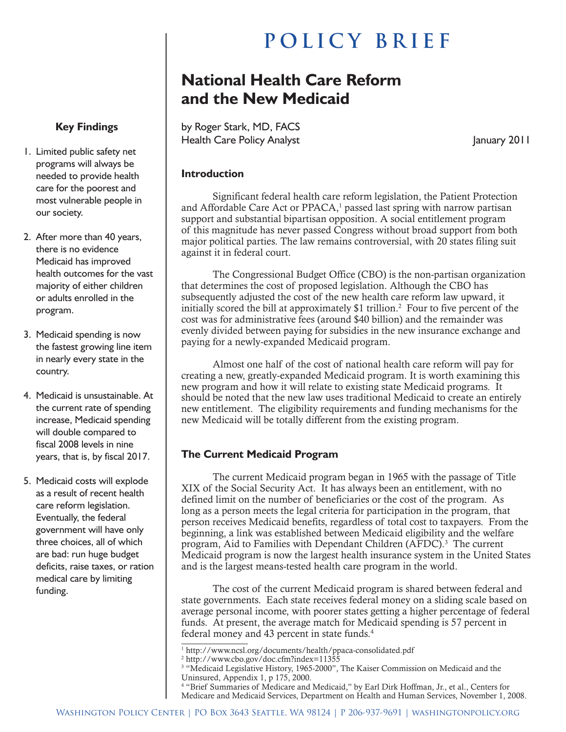# POLICY BRIEF

## National Health Care Reform and the New Medicaid

by Roger Stark, MD, FACS
Health Care Policy Analyst

January 2011

### Key Findings

1. Limited public safety net programs will always be needed to provide health care for the poorest and most vulnerable people in our society.

2. After more than 40 years, there is no evidence Medicaid has improved health outcomes for the vast majority of either children or adults enrolled in the program.

3. Medicaid spending is now the fastest growing line item in nearly every state in the country.

4. Medicaid is unsustainable. At the current rate of spending increase, Medicaid spending will double compared to fiscal 2008 levels in nine years, that is, by fiscal 2017.

5. Medicaid costs will explode as a result of recent health care reform legislation. Eventually, the federal government will have only three choices, all of which are bad: run huge budget deficits, raise taxes, or ration medical care by limiting funding.

### Introduction

Significant federal health care reform legislation, the Patient Protection and Affordable Care Act or PPACA,[1] passed last spring with narrow partisan support and substantial bipartisan opposition. A social entitlement program of this magnitude has never passed Congress without broad support from both major political parties. The law remains controversial, with 20 states filing suit against it in federal court.

The Congressional Budget Office (CBO) is the non-partisan organization that determines the cost of proposed legislation. Although the CBO has subsequently adjusted the cost of the new health care reform law upward, it initially scored the bill at approximately $1 trillion.[2] Four to five percent of the cost was for administrative fees (around $40 billion) and the remainder was evenly divided between paying for subsidies in the new insurance exchange and paying for a newly-expanded Medicaid program.

Almost one half of the cost of national health care reform will pay for creating a new, greatly-expanded Medicaid program. It is worth examining this new program and how it will relate to existing state Medicaid programs. It should be noted that the new law uses traditional Medicaid to create an entirely new entitlement. The eligibility requirements and funding mechanisms for the new Medicaid will be totally different from the existing program.

### The Current Medicaid Program

The current Medicaid program began in 1965 with the passage of Title XIX of the Social Security Act. It has always been an entitlement, with no defined limit on the number of beneficiaries or the cost of the program. As long as a person meets the legal criteria for participation in the program, that person receives Medicaid benefits, regardless of total cost to taxpayers. From the beginning, a link was established between Medicaid eligibility and the welfare program, Aid to Families with Dependant Children (AFDC).[3] The current Medicaid program is now the largest health insurance system in the United States and is the largest means-tested health care program in the world.

The cost of the current Medicaid program is shared between federal and state governments. Each state receives federal money on a sliding scale based on average personal income, with poorer states getting a higher percentage of federal funds. At present, the average match for Medicaid spending is 57 percent in federal money and 43 percent in state funds.[4]

---

[1] http://www.ncsl.org/documents/health/ppaca-consolidated.pdf
[2] http://www.cbo.gov/doc.cfm?index=11355
[3] "Medicaid Legislative History, 1965-2000", The Kaiser Commission on Medicaid and the Uninsured, Appendix 1, p 175, 2000.
[4] "Brief Summaries of Medicare and Medicaid," by Earl Dirk Hoffman, Jr., et al., Centers for Medicare and Medicaid Services, Department on Health and Human Services, November 1, 2008.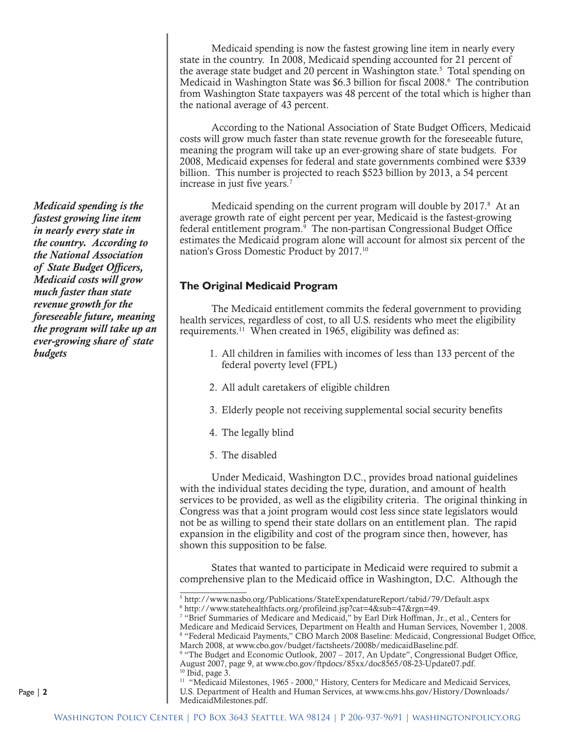Medicaid spending is now the fastest growing line item in nearly every state in the country. In 2008, Medicaid spending accounted for 21 percent of the average state budget and 20 percent in Washington state.[5] Total spending on Medicaid in Washington State was $6.3 billion for fiscal 2008.[6] The contribution from Washington State taxpayers was 48 percent of the total which is higher than the national average of 43 percent.

According to the National Association of State Budget Officers, Medicaid costs will grow much faster than state revenue growth for the foreseeable future, meaning the program will take up an ever-growing share of state budgets. For 2008, Medicaid expenses for federal and state governments combined were $339 billion. This number is projected to reach $523 billion by 2013, a 54 percent increase in just five years.[7]

*Medicaid spending is the fastest growing line item in nearly every state in the country. According to the National Association of State Budget Officers, Medicaid costs will grow much faster than state revenue growth for the foreseeable future, meaning the program will take up an ever-growing share of state budgets*

Medicaid spending on the current program will double by 2017.[8] At an average growth rate of eight percent per year, Medicaid is the fastest-growing federal entitlement program.[9] The non-partisan Congressional Budget Office estimates the Medicaid program alone will account for almost six percent of the nation's Gross Domestic Product by 2017.[10]

## The Original Medicaid Program

The Medicaid entitlement commits the federal government to providing health services, regardless of cost, to all U.S. residents who meet the eligibility requirements.[11] When created in 1965, eligibility was defined as:

1. All children in families with incomes of less than 133 percent of the federal poverty level (FPL)
2. All adult caretakers of eligible children
3. Elderly people not receiving supplemental social security benefits
4. The legally blind
5. The disabled

Under Medicaid, Washington D.C., provides broad national guidelines with the individual states deciding the type, duration, and amount of health services to be provided, as well as the eligibility criteria. The original thinking in Congress was that a joint program would cost less since state legislators would not be as willing to spend their state dollars on an entitlement plan. The rapid expansion in the eligibility and cost of the program since then, however, has shown this supposition to be false.

States that wanted to participate in Medicaid were required to submit a comprehensive plan to the Medicaid office in Washington, D.C. Although the

---

[5] http://www.nasbo.org/Publications/StateExpendatureReport/tabid/79/Default.aspx

[6] http://www.statehealthfacts.org/profileind.jsp?cat=4&sub=47&rgn=49.

[7] "Brief Summaries of Medicare and Medicaid," by Earl Dirk Hoffman, Jr., et al., Centers for Medicare and Medicaid Services, Department on Health and Human Services, November 1, 2008.

[8] "Federal Medicaid Payments," CBO March 2008 Baseline: Medicaid, Congressional Budget Office, March 2008, at www.cbo.gov/budget/factsheets/2008b/medicaidBaseline.pdf.

[9] "The Budget and Economic Outlook, 2007 – 2017, An Update", Congressional Budget Office, August 2007, page 9, at www.cbo.gov/ftpdocs/85xx/doc8565/08-23-Update07.pdf.

[10] Ibid, page 3.

[11] "Medicaid Milestones, 1965 - 2000," History, Centers for Medicare and Medicaid Services, U.S. Department of Health and Human Services, at www.cms.hhs.gov/History/Downloads/MedicaidMilestones.pdf.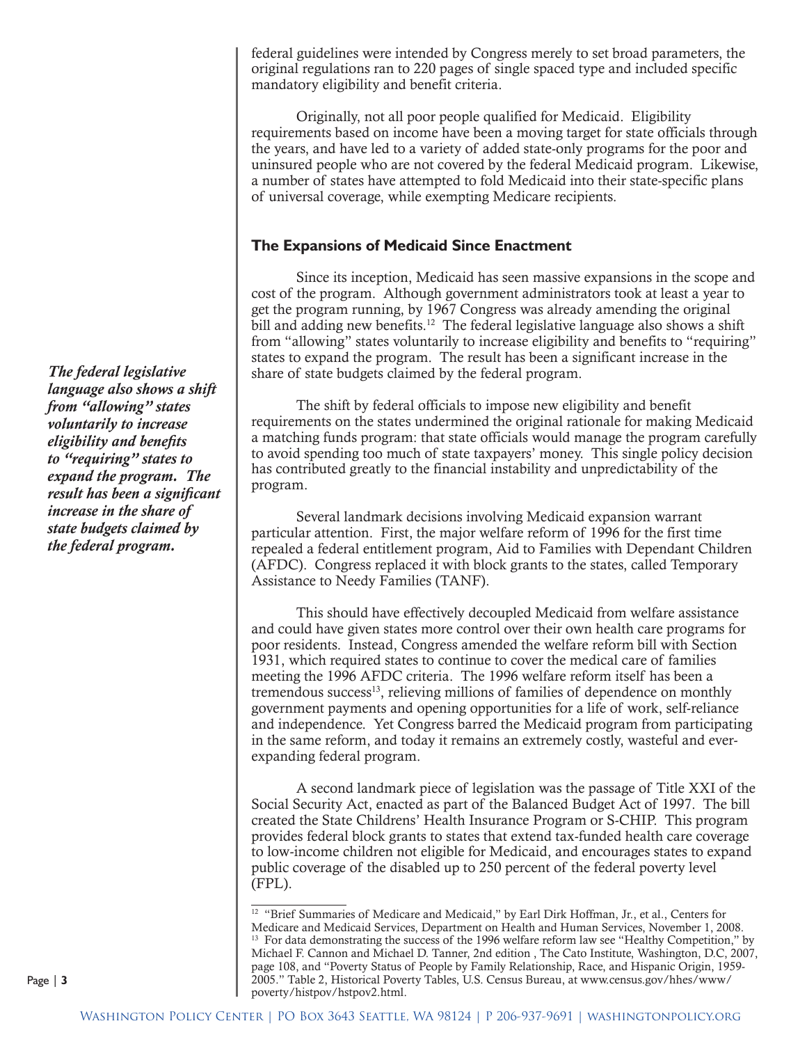federal guidelines were intended by Congress merely to set broad parameters, the original regulations ran to 220 pages of single spaced type and included specific mandatory eligibility and benefit criteria.

Originally, not all poor people qualified for Medicaid. Eligibility requirements based on income have been a moving target for state officials through the years, and have led to a variety of added state-only programs for the poor and uninsured people who are not covered by the federal Medicaid program. Likewise, a number of states have attempted to fold Medicaid into their state-specific plans of universal coverage, while exempting Medicare recipients.

### The Expansions of Medicaid Since Enactment

Since its inception, Medicaid has seen massive expansions in the scope and cost of the program. Although government administrators took at least a year to get the program running, by 1967 Congress was already amending the original bill and adding new benefits.[12] The federal legislative language also shows a shift from "allowing" states voluntarily to increase eligibility and benefits to "requiring" states to expand the program. The result has been a significant increase in the share of state budgets claimed by the federal program.

***The federal legislative language also shows a shift from "allowing" states voluntarily to increase eligibility and benefits to "requiring" states to expand the program. The result has been a significant increase in the share of state budgets claimed by the federal program.***

The shift by federal officials to impose new eligibility and benefit requirements on the states undermined the original rationale for making Medicaid a matching funds program: that state officials would manage the program carefully to avoid spending too much of state taxpayers' money. This single policy decision has contributed greatly to the financial instability and unpredictability of the program.

Several landmark decisions involving Medicaid expansion warrant particular attention. First, the major welfare reform of 1996 for the first time repealed a federal entitlement program, Aid to Families with Dependant Children (AFDC). Congress replaced it with block grants to the states, called Temporary Assistance to Needy Families (TANF).

This should have effectively decoupled Medicaid from welfare assistance and could have given states more control over their own health care programs for poor residents. Instead, Congress amended the welfare reform bill with Section 1931, which required states to continue to cover the medical care of families meeting the 1996 AFDC criteria. The 1996 welfare reform itself has been a tremendous success[13], relieving millions of families of dependence on monthly government payments and opening opportunities for a life of work, self-reliance and independence. Yet Congress barred the Medicaid program from participating in the same reform, and today it remains an extremely costly, wasteful and ever-expanding federal program.

A second landmark piece of legislation was the passage of Title XXI of the Social Security Act, enacted as part of the Balanced Budget Act of 1997. The bill created the State Childrens' Health Insurance Program or S-CHIP. This program provides federal block grants to states that extend tax-funded health care coverage to low-income children not eligible for Medicaid, and encourages states to expand public coverage of the disabled up to 250 percent of the federal poverty level (FPL).

---

[12] "Brief Summaries of Medicare and Medicaid," by Earl Dirk Hoffman, Jr., et al., Centers for Medicare and Medicaid Services, Department on Health and Human Services, November 1, 2008.

[13] For data demonstrating the success of the 1996 welfare reform law see "Healthy Competition," by Michael F. Cannon and Michael D. Tanner, 2nd edition , The Cato Institute, Washington, D.C, 2007, page 108, and "Poverty Status of People by Family Relationship, Race, and Hispanic Origin, 1959-2005." Table 2, Historical Poverty Tables, U.S. Census Bureau, at www.census.gov/hhes/www/poverty/histpov/hstpov2.html.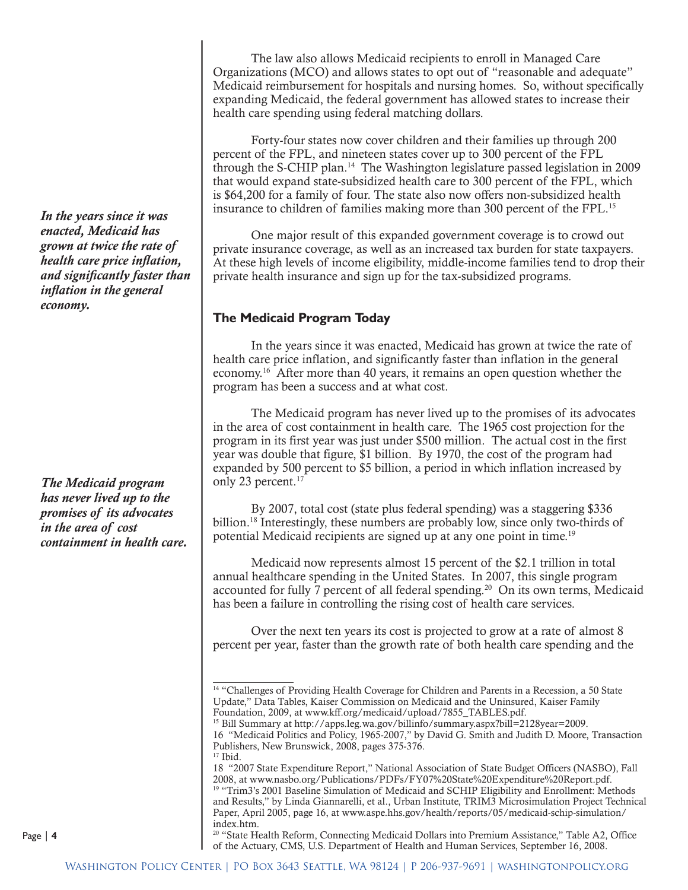The law also allows Medicaid recipients to enroll in Managed Care Organizations (MCO) and allows states to opt out of "reasonable and adequate" Medicaid reimbursement for hospitals and nursing homes. So, without specifically expanding Medicaid, the federal government has allowed states to increase their health care spending using federal matching dollars.

Forty-four states now cover children and their families up through 200 percent of the FPL, and nineteen states cover up to 300 percent of the FPL through the S-CHIP plan.[14] The Washington legislature passed legislation in 2009 that would expand state-subsidized health care to 300 percent of the FPL, which is $64,200 for a family of four. The state also now offers non-subsidized health insurance to children of families making more than 300 percent of the FPL.[15]

One major result of this expanded government coverage is to crowd out private insurance coverage, as well as an increased tax burden for state taxpayers. At these high levels of income eligibility, middle-income families tend to drop their private health insurance and sign up for the tax-subsidized programs.

*In the years since it was enacted, Medicaid has grown at twice the rate of health care price inflation, and significantly faster than inflation in the general economy.*

## The Medicaid Program Today

In the years since it was enacted, Medicaid has grown at twice the rate of health care price inflation, and significantly faster than inflation in the general economy.[16] After more than 40 years, it remains an open question whether the program has been a success and at what cost.

The Medicaid program has never lived up to the promises of its advocates in the area of cost containment in health care. The 1965 cost projection for the program in its first year was just under $500 million. The actual cost in the first year was double that figure, $1 billion. By 1970, the cost of the program had expanded by 500 percent to $5 billion, a period in which inflation increased by only 23 percent.[17]

*The Medicaid program has never lived up to the promises of its advocates in the area of cost containment in health care.*

By 2007, total cost (state plus federal spending) was a staggering $336 billion.[18] Interestingly, these numbers are probably low, since only two-thirds of potential Medicaid recipients are signed up at any one point in time.[19]

Medicaid now represents almost 15 percent of the $2.1 trillion in total annual healthcare spending in the United States. In 2007, this single program accounted for fully 7 percent of all federal spending.[20] On its own terms, Medicaid has been a failure in controlling the rising cost of health care services.

Over the next ten years its cost is projected to grow at a rate of almost 8 percent per year, faster than the growth rate of both health care spending and the

---

[14] "Challenges of Providing Health Coverage for Children and Parents in a Recession, a 50 State Update," Data Tables, Kaiser Commission on Medicaid and the Uninsured, Kaiser Family Foundation, 2009, at www.kff.org/medicaid/upload/7855_TABLES.pdf.

[15] Bill Summary at http://apps.leg.wa.gov/billinfo/summary.aspx?bill=2128year=2009.

[16] "Medicaid Politics and Policy, 1965-2007," by David G. Smith and Judith D. Moore, Transaction Publishers, New Brunswick, 2008, pages 375-376.

[17] Ibid.

[18] "2007 State Expenditure Report," National Association of State Budget Officers (NASBO), Fall 2008, at www.nasbo.org/Publications/PDFs/FY07%20State%20Expenditure%20Report.pdf.

[19] "Trim3's 2001 Baseline Simulation of Medicaid and SCHIP Eligibility and Enrollment: Methods and Results," by Linda Giannarelli, et al., Urban Institute, TRIM3 Microsimulation Project Technical Paper, April 2005, page 16, at www.aspe.hhs.gov/health/reports/05/medicaid-schip-simulation/index.htm.

[20] "State Health Reform, Connecting Medicaid Dollars into Premium Assistance," Table A2, Office of the Actuary, CMS, U.S. Department of Health and Human Services, September 16, 2008.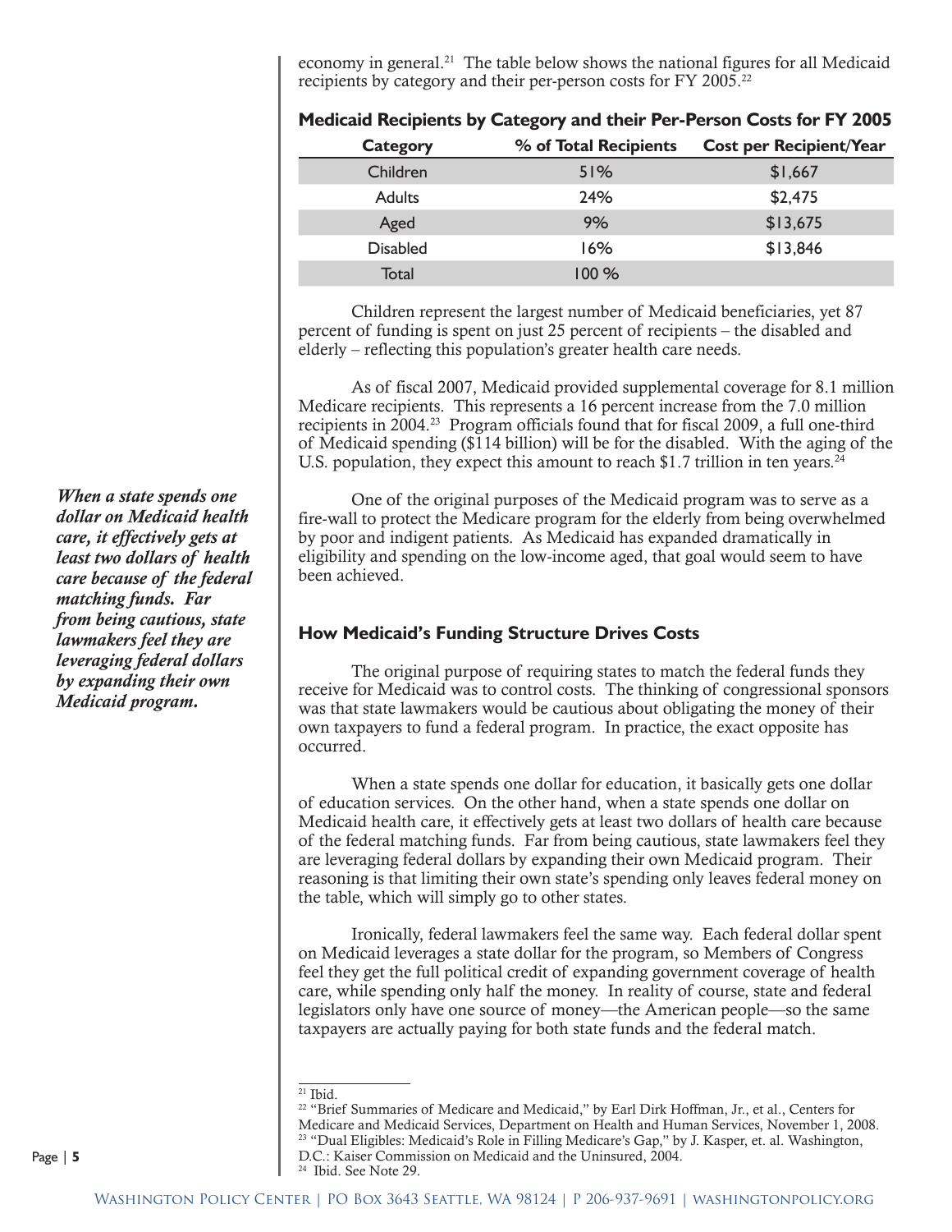economy in general.[21] The table below shows the national figures for all Medicaid recipients by category and their per-person costs for FY 2005.[22]

**Medicaid Recipients by Category and their Per-Person Costs for FY 2005**

| Category | % of Total Recipients | Cost per Recipient/Year |
|---|---|---|
| Children | 51% | $1,667 |
| Adults | 24% | $2,475 |
| Aged | 9% | $13,675 |
| Disabled | 16% | $13,846 |
| Total | 100 % | |

Children represent the largest number of Medicaid beneficiaries, yet 87 percent of funding is spent on just 25 percent of recipients – the disabled and elderly – reflecting this population's greater health care needs.

As of fiscal 2007, Medicaid provided supplemental coverage for 8.1 million Medicare recipients. This represents a 16 percent increase from the 7.0 million recipients in 2004.[23] Program officials found that for fiscal 2009, a full one-third of Medicaid spending ($114 billion) will be for the disabled. With the aging of the U.S. population, they expect this amount to reach $1.7 trillion in ten years.[24]

One of the original purposes of the Medicaid program was to serve as a fire-wall to protect the Medicare program for the elderly from being overwhelmed by poor and indigent patients. As Medicaid has expanded dramatically in eligibility and spending on the low-income aged, that goal would seem to have been achieved.

***When a state spends one dollar on Medicaid health care, it effectively gets at least two dollars of health care because of the federal matching funds. Far from being cautious, state lawmakers feel they are leveraging federal dollars by expanding their own Medicaid program.***

## How Medicaid's Funding Structure Drives Costs

The original purpose of requiring states to match the federal funds they receive for Medicaid was to control costs. The thinking of congressional sponsors was that state lawmakers would be cautious about obligating the money of their own taxpayers to fund a federal program. In practice, the exact opposite has occurred.

When a state spends one dollar for education, it basically gets one dollar of education services. On the other hand, when a state spends one dollar on Medicaid health care, it effectively gets at least two dollars of health care because of the federal matching funds. Far from being cautious, state lawmakers feel they are leveraging federal dollars by expanding their own Medicaid program. Their reasoning is that limiting their own state's spending only leaves federal money on the table, which will simply go to other states.

Ironically, federal lawmakers feel the same way. Each federal dollar spent on Medicaid leverages a state dollar for the program, so Members of Congress feel they get the full political credit of expanding government coverage of health care, while spending only half the money. In reality of course, state and federal legislators only have one source of money—the American people—so the same taxpayers are actually paying for both state funds and the federal match.

---

[21] Ibid.

[22] "Brief Summaries of Medicare and Medicaid," by Earl Dirk Hoffman, Jr., et al., Centers for Medicare and Medicaid Services, Department on Health and Human Services, November 1, 2008.

[23] "Dual Eligibles: Medicaid's Role in Filling Medicare's Gap," by J. Kasper, et. al. Washington, D.C.: Kaiser Commission on Medicaid and the Uninsured, 2004.

[24] Ibid. See Note 29.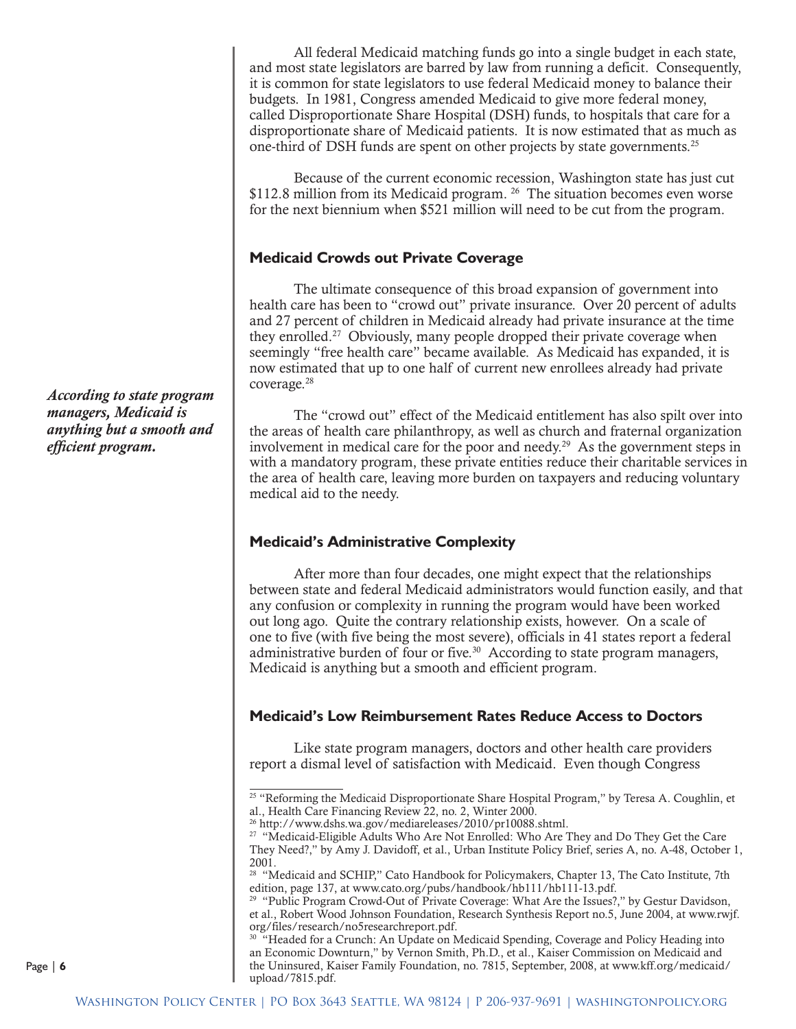All federal Medicaid matching funds go into a single budget in each state, and most state legislators are barred by law from running a deficit. Consequently, it is common for state legislators to use federal Medicaid money to balance their budgets. In 1981, Congress amended Medicaid to give more federal money, called Disproportionate Share Hospital (DSH) funds, to hospitals that care for a disproportionate share of Medicaid patients. It is now estimated that as much as one-third of DSH funds are spent on other projects by state governments.[25]

Because of the current economic recession, Washington state has just cut $112.8 million from its Medicaid program.[26] The situation becomes even worse for the next biennium when $521 million will need to be cut from the program.

### Medicaid Crowds out Private Coverage

The ultimate consequence of this broad expansion of government into health care has been to "crowd out" private insurance. Over 20 percent of adults and 27 percent of children in Medicaid already had private insurance at the time they enrolled.[27] Obviously, many people dropped their private coverage when seemingly "free health care" became available. As Medicaid has expanded, it is now estimated that up to one half of current new enrollees already had private coverage.[28]

The "crowd out" effect of the Medicaid entitlement has also spilt over into the areas of health care philanthropy, as well as church and fraternal organization involvement in medical care for the poor and needy.[29] As the government steps in with a mandatory program, these private entities reduce their charitable services in the area of health care, leaving more burden on taxpayers and reducing voluntary medical aid to the needy.

***According to state program managers, Medicaid is anything but a smooth and efficient program.***

### Medicaid's Administrative Complexity

After more than four decades, one might expect that the relationships between state and federal Medicaid administrators would function easily, and that any confusion or complexity in running the program would have been worked out long ago. Quite the contrary relationship exists, however. On a scale of one to five (with five being the most severe), officials in 41 states report a federal administrative burden of four or five.[30] According to state program managers, Medicaid is anything but a smooth and efficient program.

### Medicaid's Low Reimbursement Rates Reduce Access to Doctors

Like state program managers, doctors and other health care providers report a dismal level of satisfaction with Medicaid. Even though Congress

---

[25] "Reforming the Medicaid Disproportionate Share Hospital Program," by Teresa A. Coughlin, et al., Health Care Financing Review 22, no. 2, Winter 2000.

[26] http://www.dshs.wa.gov/mediareleases/2010/pr10088.shtml.

[27] "Medicaid-Eligible Adults Who Are Not Enrolled: Who Are They and Do They Get the Care They Need?," by Amy J. Davidoff, et al., Urban Institute Policy Brief, series A, no. A-48, October 1, 2001.

[28] "Medicaid and SCHIP," Cato Handbook for Policymakers, Chapter 13, The Cato Institute, 7th edition, page 137, at www.cato.org/pubs/handbook/hb111/hb111-13.pdf.

[29] "Public Program Crowd-Out of Private Coverage: What Are the Issues?," by Gestur Davidson, et al., Robert Wood Johnson Foundation, Research Synthesis Report no.5, June 2004, at www.rwjf.org/files/research/no5researchreport.pdf.

[30] "Headed for a Crunch: An Update on Medicaid Spending, Coverage and Policy Heading into an Economic Downturn," by Vernon Smith, Ph.D., et al., Kaiser Commission on Medicaid and the Uninsured, Kaiser Family Foundation, no. 7815, September, 2008, at www.kff.org/medicaid/upload/7815.pdf.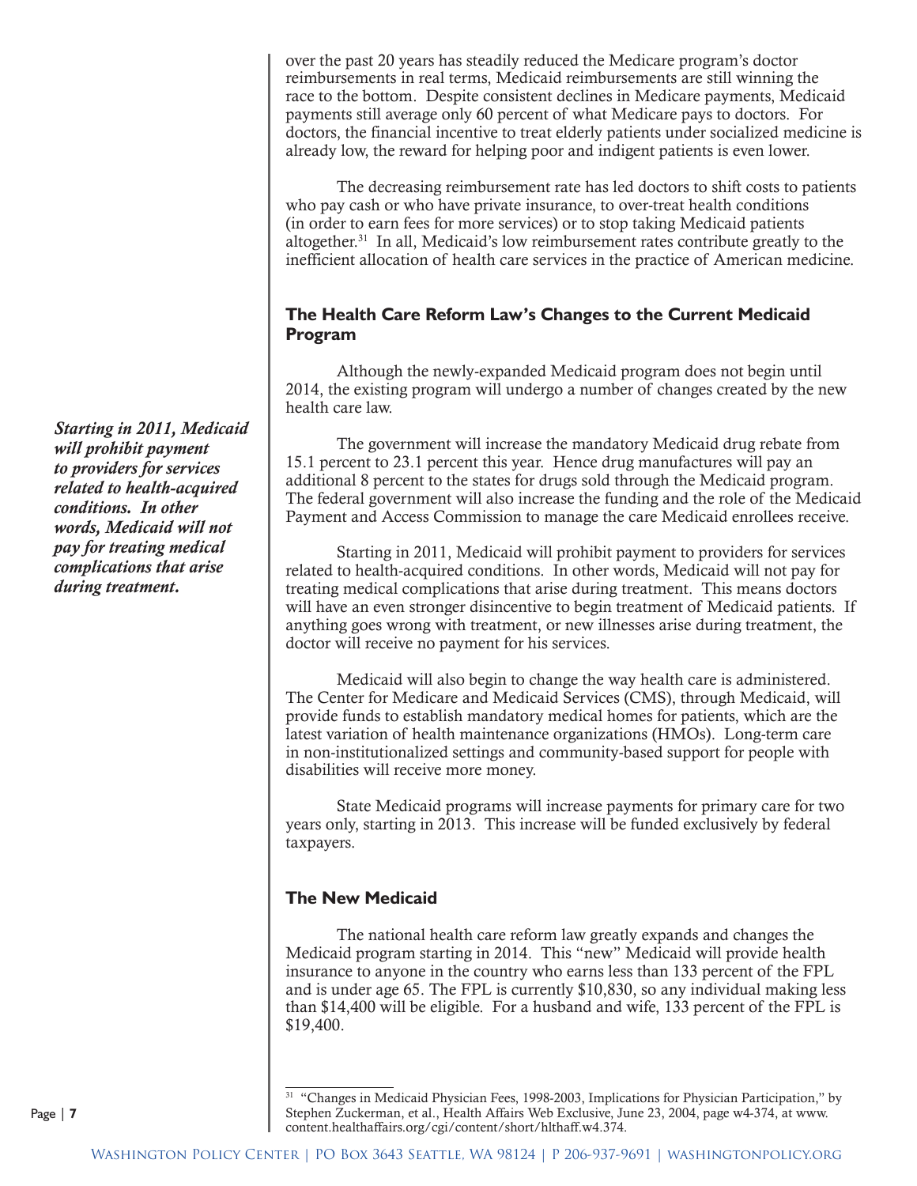over the past 20 years has steadily reduced the Medicare program's doctor reimbursements in real terms, Medicaid reimbursements are still winning the race to the bottom. Despite consistent declines in Medicare payments, Medicaid payments still average only 60 percent of what Medicare pays to doctors. For doctors, the financial incentive to treat elderly patients under socialized medicine is already low, the reward for helping poor and indigent patients is even lower.

The decreasing reimbursement rate has led doctors to shift costs to patients who pay cash or who have private insurance, to over-treat health conditions (in order to earn fees for more services) or to stop taking Medicaid patients altogether.[31] In all, Medicaid's low reimbursement rates contribute greatly to the inefficient allocation of health care services in the practice of American medicine.

### The Health Care Reform Law's Changes to the Current Medicaid Program

Although the newly-expanded Medicaid program does not begin until 2014, the existing program will undergo a number of changes created by the new health care law.

The government will increase the mandatory Medicaid drug rebate from 15.1 percent to 23.1 percent this year. Hence drug manufactures will pay an additional 8 percent to the states for drugs sold through the Medicaid program. The federal government will also increase the funding and the role of the Medicaid Payment and Access Commission to manage the care Medicaid enrollees receive.

***Starting in 2011, Medicaid will prohibit payment to providers for services related to health-acquired conditions. In other words, Medicaid will not pay for treating medical complications that arise during treatment.***

Starting in 2011, Medicaid will prohibit payment to providers for services related to health-acquired conditions. In other words, Medicaid will not pay for treating medical complications that arise during treatment. This means doctors will have an even stronger disincentive to begin treatment of Medicaid patients. If anything goes wrong with treatment, or new illnesses arise during treatment, the doctor will receive no payment for his services.

Medicaid will also begin to change the way health care is administered. The Center for Medicare and Medicaid Services (CMS), through Medicaid, will provide funds to establish mandatory medical homes for patients, which are the latest variation of health maintenance organizations (HMOs). Long-term care in non-institutionalized settings and community-based support for people with disabilities will receive more money.

State Medicaid programs will increase payments for primary care for two years only, starting in 2013. This increase will be funded exclusively by federal taxpayers.

### The New Medicaid

The national health care reform law greatly expands and changes the Medicaid program starting in 2014. This "new" Medicaid will provide health insurance to anyone in the country who earns less than 133 percent of the FPL and is under age 65. The FPL is currently $10,830, so any individual making less than $14,400 will be eligible. For a husband and wife, 133 percent of the FPL is $19,400.

---

[31] "Changes in Medicaid Physician Fees, 1998-2003, Implications for Physician Participation," by Stephen Zuckerman, et al., Health Affairs Web Exclusive, June 23, 2004, page w4-374, at www.content.healthaffairs.org/cgi/content/short/hlthaff.w4.374.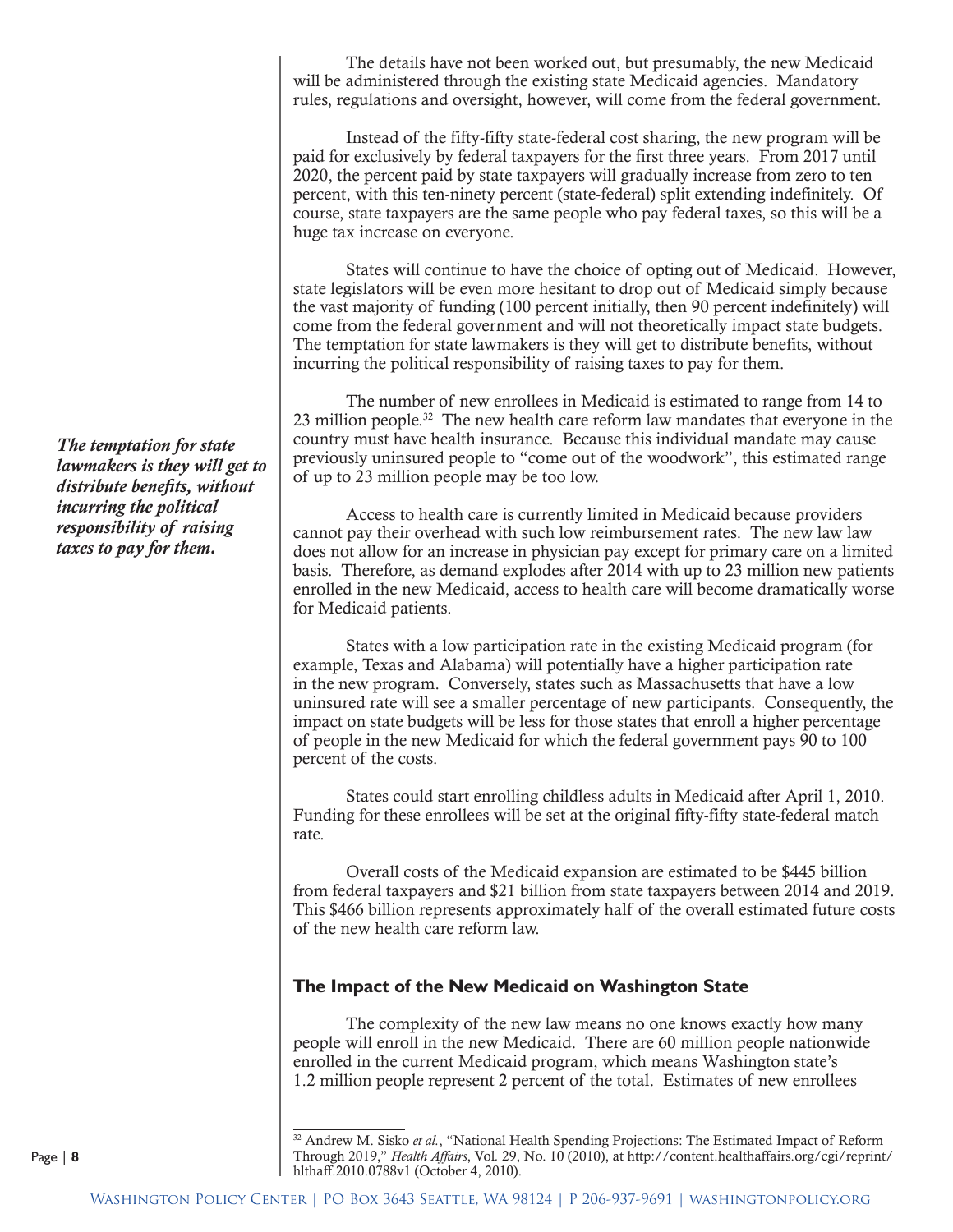The details have not been worked out, but presumably, the new Medicaid will be administered through the existing state Medicaid agencies. Mandatory rules, regulations and oversight, however, will come from the federal government.

Instead of the fifty-fifty state-federal cost sharing, the new program will be paid for exclusively by federal taxpayers for the first three years. From 2017 until 2020, the percent paid by state taxpayers will gradually increase from zero to ten percent, with this ten-ninety percent (state-federal) split extending indefinitely. Of course, state taxpayers are the same people who pay federal taxes, so this will be a huge tax increase on everyone.

States will continue to have the choice of opting out of Medicaid. However, state legislators will be even more hesitant to drop out of Medicaid simply because the vast majority of funding (100 percent initially, then 90 percent indefinitely) will come from the federal government and will not theoretically impact state budgets. The temptation for state lawmakers is they will get to distribute benefits, without incurring the political responsibility of raising taxes to pay for them.

***The temptation for state lawmakers is they will get to distribute benefits, without incurring the political responsibility of raising taxes to pay for them.***

The number of new enrollees in Medicaid is estimated to range from 14 to 23 million people.[32] The new health care reform law mandates that everyone in the country must have health insurance. Because this individual mandate may cause previously uninsured people to "come out of the woodwork", this estimated range of up to 23 million people may be too low.

Access to health care is currently limited in Medicaid because providers cannot pay their overhead with such low reimbursement rates. The new law law does not allow for an increase in physician pay except for primary care on a limited basis. Therefore, as demand explodes after 2014 with up to 23 million new patients enrolled in the new Medicaid, access to health care will become dramatically worse for Medicaid patients.

States with a low participation rate in the existing Medicaid program (for example, Texas and Alabama) will potentially have a higher participation rate in the new program. Conversely, states such as Massachusetts that have a low uninsured rate will see a smaller percentage of new participants. Consequently, the impact on state budgets will be less for those states that enroll a higher percentage of people in the new Medicaid for which the federal government pays 90 to 100 percent of the costs.

States could start enrolling childless adults in Medicaid after April 1, 2010. Funding for these enrollees will be set at the original fifty-fifty state-federal match rate.

Overall costs of the Medicaid expansion are estimated to be $445 billion from federal taxpayers and $21 billion from state taxpayers between 2014 and 2019. This $466 billion represents approximately half of the overall estimated future costs of the new health care reform law.

## The Impact of the New Medicaid on Washington State

The complexity of the new law means no one knows exactly how many people will enroll in the new Medicaid. There are 60 million people nationwide enrolled in the current Medicaid program, which means Washington state's 1.2 million people represent 2 percent of the total. Estimates of new enrollees

---

[32] Andrew M. Sisko *et al.*, "National Health Spending Projections: The Estimated Impact of Reform Through 2019," *Health Affairs*, Vol. 29, No. 10 (2010), at http://content.healthaffairs.org/cgi/reprint/hlthaff.2010.0788v1 (October 4, 2010).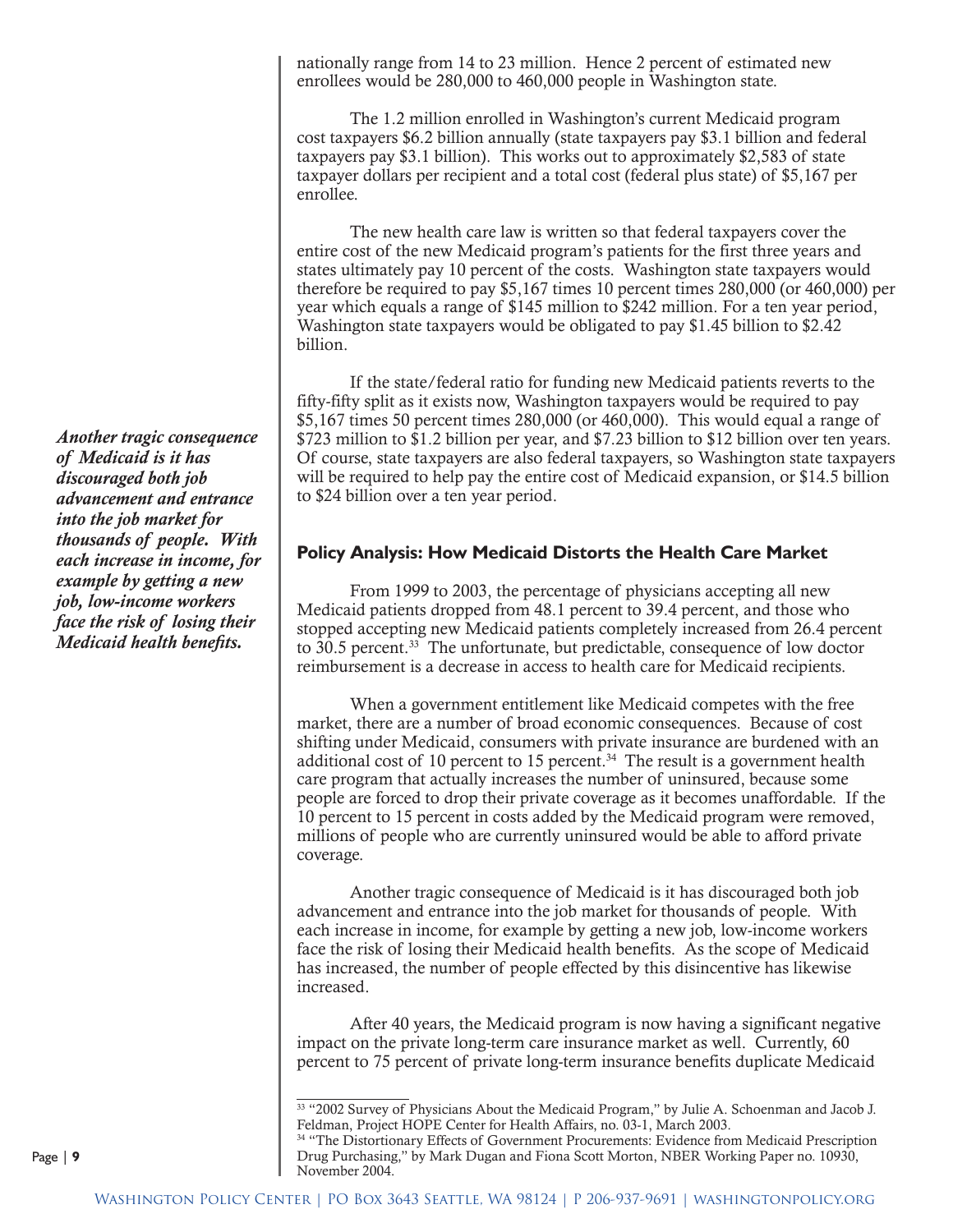nationally range from 14 to 23 million. Hence 2 percent of estimated new enrollees would be 280,000 to 460,000 people in Washington state.

The 1.2 million enrolled in Washington's current Medicaid program cost taxpayers $6.2 billion annually (state taxpayers pay $3.1 billion and federal taxpayers pay $3.1 billion). This works out to approximately $2,583 of state taxpayer dollars per recipient and a total cost (federal plus state) of $5,167 per enrollee.

The new health care law is written so that federal taxpayers cover the entire cost of the new Medicaid program's patients for the first three years and states ultimately pay 10 percent of the costs. Washington state taxpayers would therefore be required to pay $5,167 times 10 percent times 280,000 (or 460,000) per year which equals a range of $145 million to $242 million. For a ten year period, Washington state taxpayers would be obligated to pay $1.45 billion to $2.42 billion.

If the state/federal ratio for funding new Medicaid patients reverts to the fifty-fifty split as it exists now, Washington taxpayers would be required to pay $5,167 times 50 percent times 280,000 (or 460,000). This would equal a range of $723 million to $1.2 billion per year, and $7.23 billion to $12 billion over ten years. Of course, state taxpayers are also federal taxpayers, so Washington state taxpayers will be required to help pay the entire cost of Medicaid expansion, or $14.5 billion to $24 billion over a ten year period.

*Another tragic consequence of Medicaid is it has discouraged both job advancement and entrance into the job market for thousands of people. With each increase in income, for example by getting a new job, low-income workers face the risk of losing their Medicaid health benefits.*

## Policy Analysis: How Medicaid Distorts the Health Care Market

From 1999 to 2003, the percentage of physicians accepting all new Medicaid patients dropped from 48.1 percent to 39.4 percent, and those who stopped accepting new Medicaid patients completely increased from 26.4 percent to 30.5 percent.[33] The unfortunate, but predictable, consequence of low doctor reimbursement is a decrease in access to health care for Medicaid recipients.

When a government entitlement like Medicaid competes with the free market, there are a number of broad economic consequences. Because of cost shifting under Medicaid, consumers with private insurance are burdened with an additional cost of 10 percent to 15 percent.[34] The result is a government health care program that actually increases the number of uninsured, because some people are forced to drop their private coverage as it becomes unaffordable. If the 10 percent to 15 percent in costs added by the Medicaid program were removed, millions of people who are currently uninsured would be able to afford private coverage.

Another tragic consequence of Medicaid is it has discouraged both job advancement and entrance into the job market for thousands of people. With each increase in income, for example by getting a new job, low-income workers face the risk of losing their Medicaid health benefits. As the scope of Medicaid has increased, the number of people effected by this disincentive has likewise increased.

After 40 years, the Medicaid program is now having a significant negative impact on the private long-term care insurance market as well. Currently, 60 percent to 75 percent of private long-term insurance benefits duplicate Medicaid

---

[33] "2002 Survey of Physicians About the Medicaid Program," by Julie A. Schoenman and Jacob J. Feldman, Project HOPE Center for Health Affairs, no. 03-1, March 2003.

[34] "The Distortionary Effects of Government Procurements: Evidence from Medicaid Prescription Drug Purchasing," by Mark Dugan and Fiona Scott Morton, NBER Working Paper no. 10930, November 2004.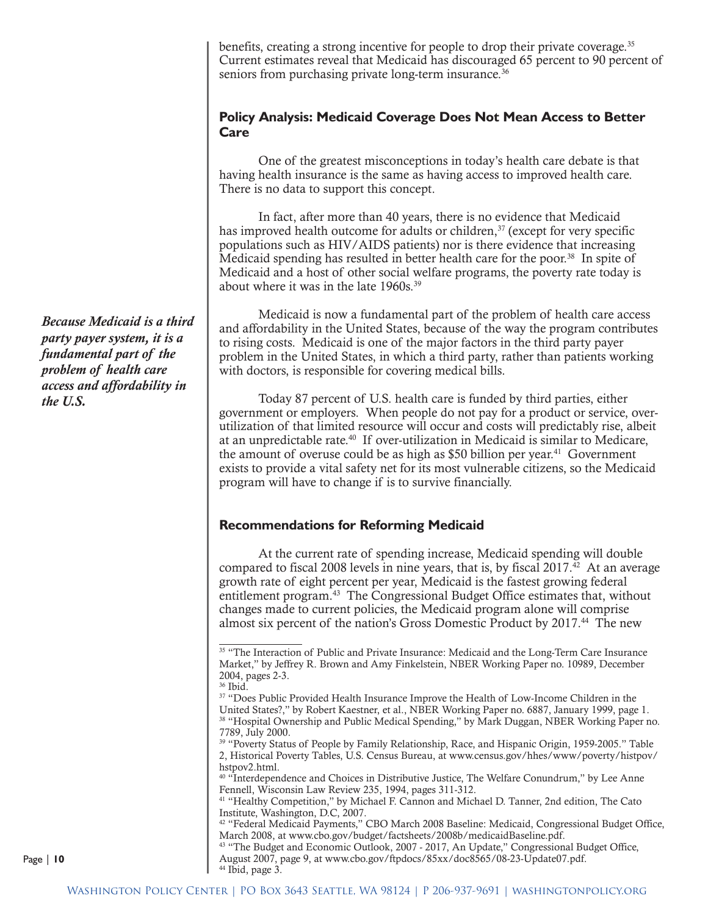benefits, creating a strong incentive for people to drop their private coverage.[35] Current estimates reveal that Medicaid has discouraged 65 percent to 90 percent of seniors from purchasing private long-term insurance.[36]

## Policy Analysis: Medicaid Coverage Does Not Mean Access to Better Care

One of the greatest misconceptions in today's health care debate is that having health insurance is the same as having access to improved health care. There is no data to support this concept.

In fact, after more than 40 years, there is no evidence that Medicaid has improved health outcome for adults or children,[37] (except for very specific populations such as HIV/AIDS patients) nor is there evidence that increasing Medicaid spending has resulted in better health care for the poor.[38] In spite of Medicaid and a host of other social welfare programs, the poverty rate today is about where it was in the late 1960s.[39]

*Because Medicaid is a third party payer system, it is a fundamental part of the problem of health care access and affordability in the U.S.*

Medicaid is now a fundamental part of the problem of health care access and affordability in the United States, because of the way the program contributes to rising costs. Medicaid is one of the major factors in the third party payer problem in the United States, in which a third party, rather than patients working with doctors, is responsible for covering medical bills.

Today 87 percent of U.S. health care is funded by third parties, either government or employers. When people do not pay for a product or service, over-utilization of that limited resource will occur and costs will predictably rise, albeit at an unpredictable rate.[40] If over-utilization in Medicaid is similar to Medicare, the amount of overuse could be as high as $50 billion per year.[41] Government exists to provide a vital safety net for its most vulnerable citizens, so the Medicaid program will have to change if is to survive financially.

## Recommendations for Reforming Medicaid

At the current rate of spending increase, Medicaid spending will double compared to fiscal 2008 levels in nine years, that is, by fiscal 2017.[42] At an average growth rate of eight percent per year, Medicaid is the fastest growing federal entitlement program.[43] The Congressional Budget Office estimates that, without changes made to current policies, the Medicaid program alone will comprise almost six percent of the nation's Gross Domestic Product by 2017.[44] The new

---

[35] "The Interaction of Public and Private Insurance: Medicaid and the Long-Term Care Insurance Market," by Jeffrey R. Brown and Amy Finkelstein, NBER Working Paper no. 10989, December 2004, pages 2-3.
[36] Ibid.
[37] "Does Public Provided Health Insurance Improve the Health of Low-Income Children in the United States?," by Robert Kaestner, et al., NBER Working Paper no. 6887, January 1999, page 1.
[38] "Hospital Ownership and Public Medical Spending," by Mark Duggan, NBER Working Paper no. 7789, July 2000.
[39] "Poverty Status of People by Family Relationship, Race, and Hispanic Origin, 1959-2005." Table 2, Historical Poverty Tables, U.S. Census Bureau, at www.census.gov/hhes/www/poverty/histpov/hstpov2.html.
[40] "Interdependence and Choices in Distributive Justice, The Welfare Conundrum," by Lee Anne Fennell, Wisconsin Law Review 235, 1994, pages 311-312.
[41] "Healthy Competition," by Michael F. Cannon and Michael D. Tanner, 2nd edition, The Cato Institute, Washington, D.C, 2007.
[42] "Federal Medicaid Payments," CBO March 2008 Baseline: Medicaid, Congressional Budget Office, March 2008, at www.cbo.gov/budget/factsheets/2008b/medicaidBaseline.pdf.
[43] "The Budget and Economic Outlook, 2007 - 2017, An Update," Congressional Budget Office, August 2007, page 9, at www.cbo.gov/ftpdocs/85xx/doc8565/08-23-Update07.pdf.
[44] Ibid, page 3.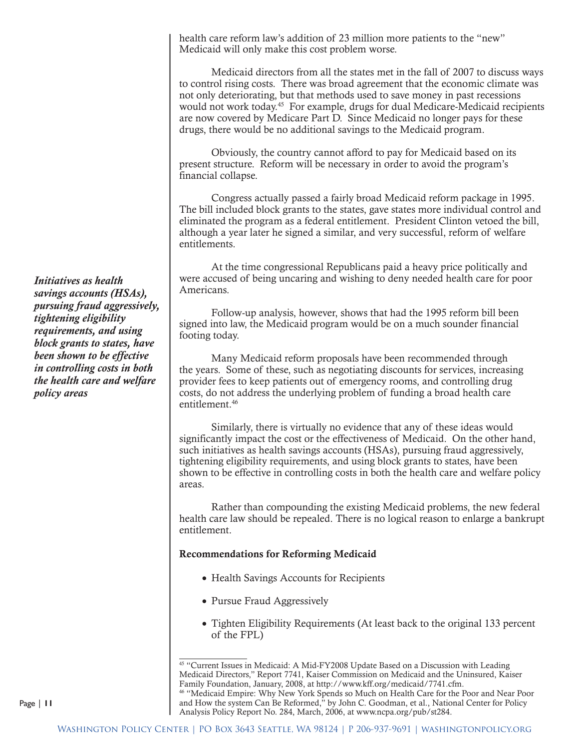health care reform law's addition of 23 million more patients to the "new" Medicaid will only make this cost problem worse.

Medicaid directors from all the states met in the fall of 2007 to discuss ways to control rising costs. There was broad agreement that the economic climate was not only deteriorating, but that methods used to save money in past recessions would not work today.[45] For example, drugs for dual Medicare-Medicaid recipients are now covered by Medicare Part D. Since Medicaid no longer pays for these drugs, there would be no additional savings to the Medicaid program.

Obviously, the country cannot afford to pay for Medicaid based on its present structure. Reform will be necessary in order to avoid the program's financial collapse.

Congress actually passed a fairly broad Medicaid reform package in 1995. The bill included block grants to the states, gave states more individual control and eliminated the program as a federal entitlement. President Clinton vetoed the bill, although a year later he signed a similar, and very successful, reform of welfare entitlements.

At the time congressional Republicans paid a heavy price politically and were accused of being uncaring and wishing to deny needed health care for poor Americans.

*__Initiatives as health savings accounts (HSAs), pursuing fraud aggressively, tightening eligibility requirements, and using block grants to states, have been shown to be effective in controlling costs in both the health care and welfare policy areas__*

Follow-up analysis, however, shows that had the 1995 reform bill been signed into law, the Medicaid program would be on a much sounder financial footing today.

Many Medicaid reform proposals have been recommended through the years. Some of these, such as negotiating discounts for services, increasing provider fees to keep patients out of emergency rooms, and controlling drug costs, do not address the underlying problem of funding a broad health care entitlement.[46]

Similarly, there is virtually no evidence that any of these ideas would significantly impact the cost or the effectiveness of Medicaid. On the other hand, such initiatives as health savings accounts (HSAs), pursuing fraud aggressively, tightening eligibility requirements, and using block grants to states, have been shown to be effective in controlling costs in both the health care and welfare policy areas.

Rather than compounding the existing Medicaid problems, the new federal health care law should be repealed. There is no logical reason to enlarge a bankrupt entitlement.

**Recommendations for Reforming Medicaid**

- Health Savings Accounts for Recipients
- Pursue Fraud Aggressively
- Tighten Eligibility Requirements (At least back to the original 133 percent of the FPL)

---

[45] "Current Issues in Medicaid: A Mid-FY2008 Update Based on a Discussion with Leading Medicaid Directors," Report 7741, Kaiser Commission on Medicaid and the Uninsured, Kaiser Family Foundation, January, 2008, at http://www.kff.org/medicaid/7741.cfm.

[46] "Medicaid Empire: Why New York Spends so Much on Health Care for the Poor and Near Poor and How the system Can Be Reformed," by John C. Goodman, et al., National Center for Policy Analysis Policy Report No. 284, March, 2006, at www.ncpa.org/pub/st284.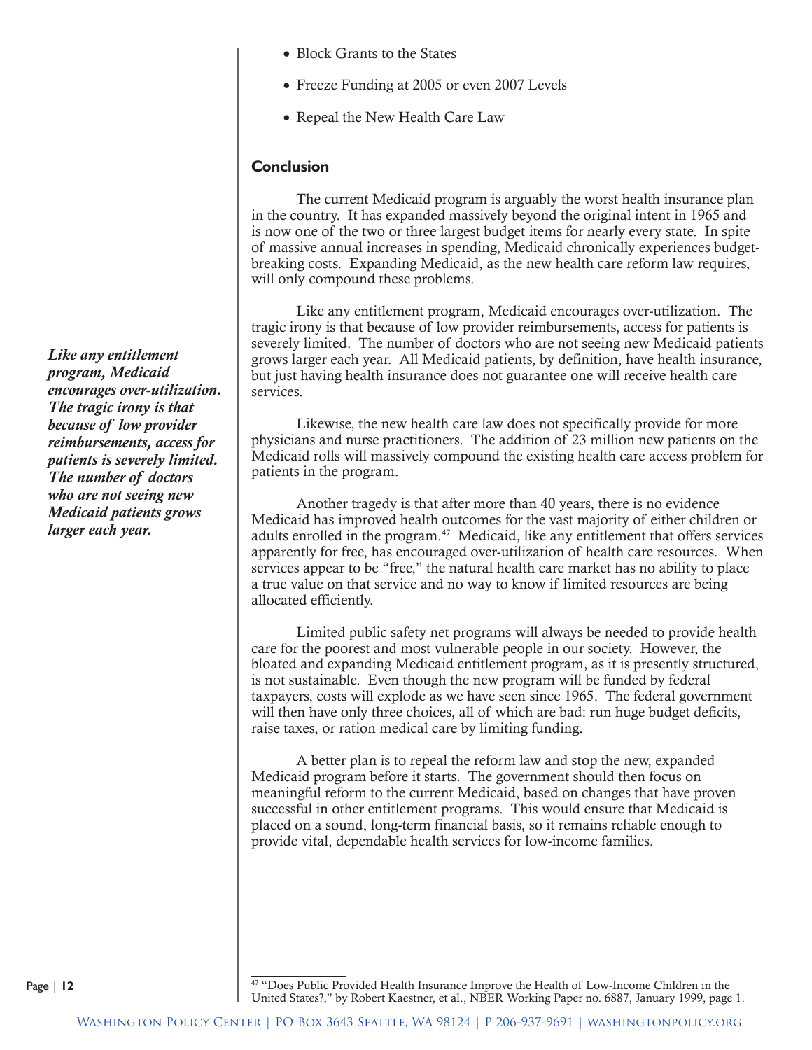- Block Grants to the States
- Freeze Funding at 2005 or even 2007 Levels
- Repeal the New Health Care Law

### Conclusion

The current Medicaid program is arguably the worst health insurance plan in the country. It has expanded massively beyond the original intent in 1965 and is now one of the two or three largest budget items for nearly every state. In spite of massive annual increases in spending, Medicaid chronically experiences budget-breaking costs. Expanding Medicaid, as the new health care reform law requires, will only compound these problems.

*Like any entitlement program, Medicaid encourages over-utilization. The tragic irony is that because of low provider reimbursements, access for patients is severely limited. The number of doctors who are not seeing new Medicaid patients grows larger each year.*

Like any entitlement program, Medicaid encourages over-utilization. The tragic irony is that because of low provider reimbursements, access for patients is severely limited. The number of doctors who are not seeing new Medicaid patients grows larger each year. All Medicaid patients, by definition, have health insurance, but just having health insurance does not guarantee one will receive health care services.

Likewise, the new health care law does not specifically provide for more physicians and nurse practitioners. The addition of 23 million new patients on the Medicaid rolls will massively compound the existing health care access problem for patients in the program.

Another tragedy is that after more than 40 years, there is no evidence Medicaid has improved health outcomes for the vast majority of either children or adults enrolled in the program.[47] Medicaid, like any entitlement that offers services apparently for free, has encouraged over-utilization of health care resources. When services appear to be "free," the natural health care market has no ability to place a true value on that service and no way to know if limited resources are being allocated efficiently.

Limited public safety net programs will always be needed to provide health care for the poorest and most vulnerable people in our society. However, the bloated and expanding Medicaid entitlement program, as it is presently structured, is not sustainable. Even though the new program will be funded by federal taxpayers, costs will explode as we have seen since 1965. The federal government will then have only three choices, all of which are bad: run huge budget deficits, raise taxes, or ration medical care by limiting funding.

A better plan is to repeal the reform law and stop the new, expanded Medicaid program before it starts. The government should then focus on meaningful reform to the current Medicaid, based on changes that have proven successful in other entitlement programs. This would ensure that Medicaid is placed on a sound, long-term financial basis, so it remains reliable enough to provide vital, dependable health services for low-income families.

---

[47] "Does Public Provided Health Insurance Improve the Health of Low-Income Children in the United States?," by Robert Kaestner, et al., NBER Working Paper no. 6887, January 1999, page 1.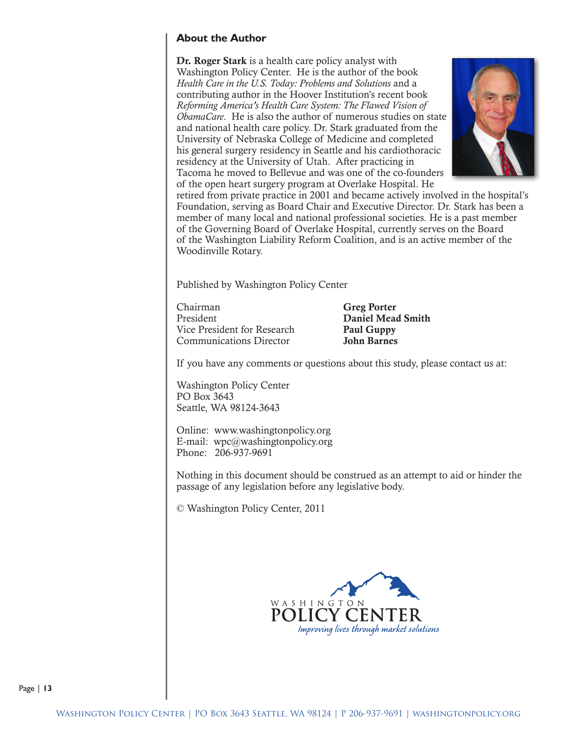## About the Author

**Dr. Roger Stark** is a health care policy analyst with Washington Policy Center. He is the author of the book *Health Care in the U.S. Today: Problems and Solutions* and a contributing author in the Hoover Institution's recent book *Reforming America's Health Care System: The Flawed Vision of ObamaCare*. He is also the author of numerous studies on state and national health care policy. Dr. Stark graduated from the University of Nebraska College of Medicine and completed his general surgery residency in Seattle and his cardiothoracic residency at the University of Utah. After practicing in Tacoma he moved to Bellevue and was one of the co-founders of the open heart surgery program at Overlake Hospital. He retired from private practice in 2001 and became actively involved in the hospital's Foundation, serving as Board Chair and Executive Director. Dr. Stark has been a member of many local and national professional societies. He is a past member of the Governing Board of Overlake Hospital, currently serves on the Board of the Washington Liability Reform Coalition, and is an active member of the Woodinville Rotary.

Published by Washington Policy Center

| | |
|---|---|
| Chairman | **Greg Porter** |
| President | **Daniel Mead Smith** |
| Vice President for Research | **Paul Guppy** |
| Communications Director | **John Barnes** |

If you have any comments or questions about this study, please contact us at:

Washington Policy Center
PO Box 3643
Seattle, WA 98124-3643

Online: www.washingtonpolicy.org
E-mail: wpc@washingtonpolicy.org
Phone: 206-937-9691

Nothing in this document should be construed as an attempt to aid or hinder the passage of any legislation before any legislative body.

© Washington Policy Center, 2011

WASHINGTON POLICY CENTER
*Improving lives through market solutions*